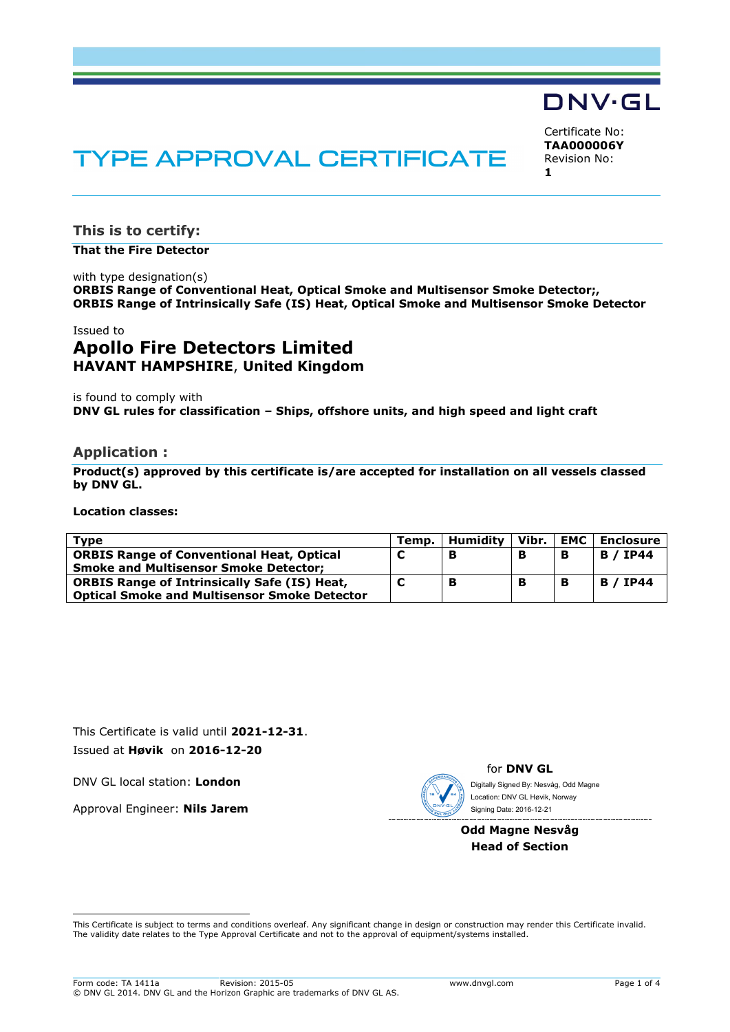DNV·GL

# TYPE APPROVAL CERTIFICATE

Certificate No:
**TAA000006Y**
Revision No:
**1**

## This is to certify:

**That the Fire Detector**

with type designation(s)
**ORBIS Range of Conventional Heat, Optical Smoke and Multisensor Smoke Detector;,**
**ORBIS Range of Intrinsically Safe (IS) Heat, Optical Smoke and Multisensor Smoke Detector**

Issued to

# Apollo Fire Detectors Limited

**HAVANT HAMPSHIRE**, **United Kingdom**

is found to comply with
**DNV GL rules for classification – Ships, offshore units, and high speed and light craft**

## Application :

**Product(s) approved by this certificate is/are accepted for installation on all vessels classed by DNV GL.**

**Location classes:**

| Type | Temp. | Humidity | Vibr. | EMC | Enclosure |
|---|---|---|---|---|---|
| **ORBIS Range of Conventional Heat, Optical Smoke and Multisensor Smoke Detector;** | **C** | **B** | **B** | **B** | **B / IP44** |
| **ORBIS Range of Intrinsically Safe (IS) Heat, Optical Smoke and Multisensor Smoke Detector** | **C** | **B** | **B** | **B** | **B / IP44** |

This Certificate is valid until **2021-12-31**.
Issued at **Høvik** on **2016-12-20**

DNV GL local station: **London**

Approval Engineer: **Nils Jarem**

for **DNV GL**

Digitally Signed By: Nesvåg, Odd Magne
Location: DNV GL Høvik, Norway
Signing Date: 2016-12-21

**Odd Magne Nesvåg**
**Head of Section**

This Certificate is subject to terms and conditions overleaf. Any significant change in design or construction may render this Certificate invalid. The validity date relates to the Type Approval Certificate and not to the approval of equipment/systems installed.

Form code: TA 1411a Revision: 2015-05 www.dnvgl.com
© DNV GL 2014. DNV GL and the Horizon Graphic are trademarks of DNV GL AS.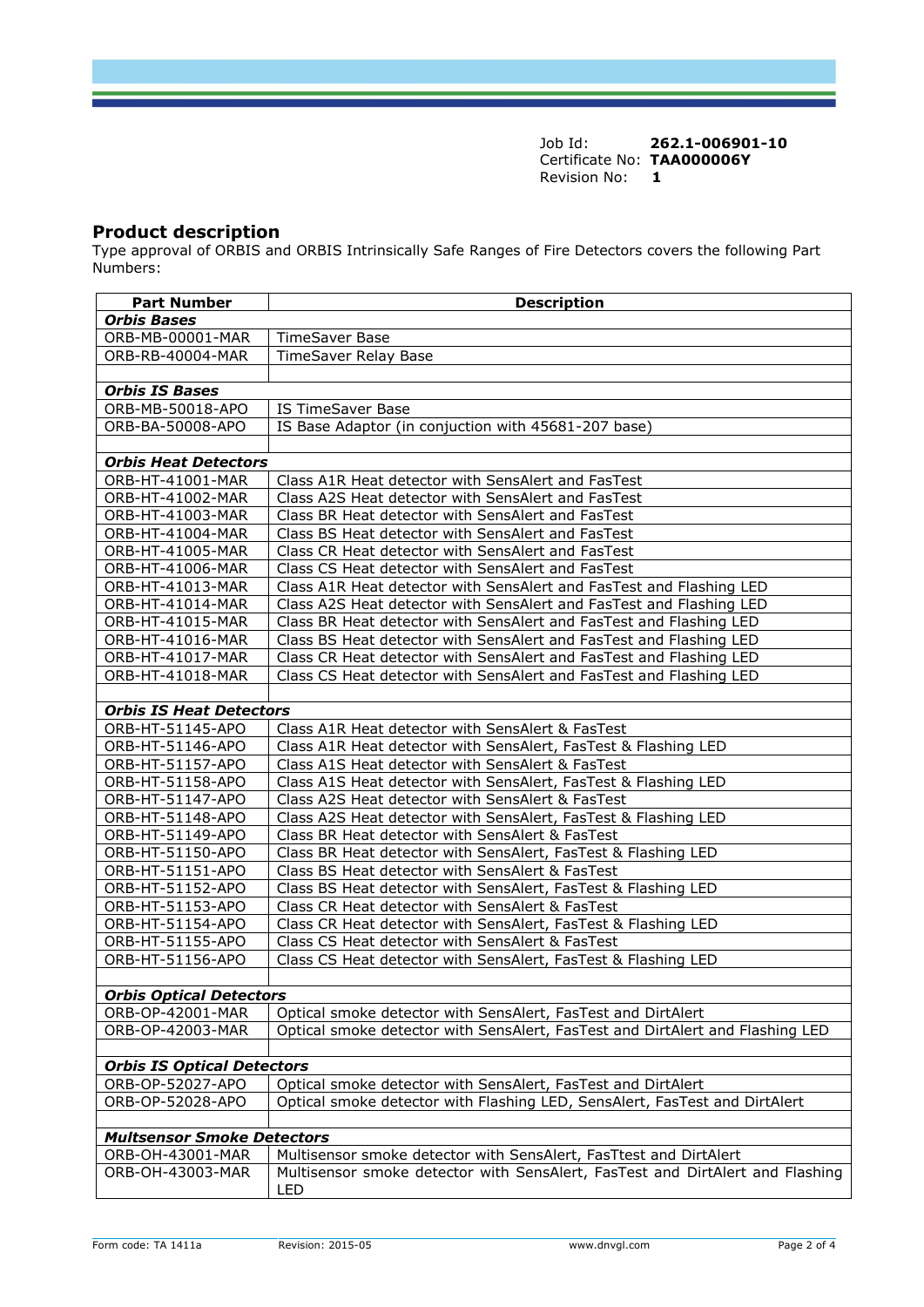Job Id: **262.1-006901-10**
Certificate No: **TAA000006Y**
Revision No: **1**

## Product description

Type approval of ORBIS and ORBIS Intrinsically Safe Ranges of Fire Detectors covers the following Part Numbers:

| Part Number | Description |
|---|---|
| ***Orbis Bases*** | |
| ORB-MB-00001-MAR | TimeSaver Base |
| ORB-RB-40004-MAR | TimeSaver Relay Base |
| | |
| ***Orbis IS Bases*** | |
| ORB-MB-50018-APO | IS TimeSaver Base |
| ORB-BA-50008-APO | IS Base Adaptor (in conjuction with 45681-207 base) |
| | |
| ***Orbis Heat Detectors*** | |
| ORB-HT-41001-MAR | Class A1R Heat detector with SensAlert and FasTest |
| ORB-HT-41002-MAR | Class A2S Heat detector with SensAlert and FasTest |
| ORB-HT-41003-MAR | Class BR Heat detector with SensAlert and FasTest |
| ORB-HT-41004-MAR | Class BS Heat detector with SensAlert and FasTest |
| ORB-HT-41005-MAR | Class CR Heat detector with SensAlert and FasTest |
| ORB-HT-41006-MAR | Class CS Heat detector with SensAlert and FasTest |
| ORB-HT-41013-MAR | Class A1R Heat detector with SensAlert and FasTest and Flashing LED |
| ORB-HT-41014-MAR | Class A2S Heat detector with SensAlert and FasTest and Flashing LED |
| ORB-HT-41015-MAR | Class BR Heat detector with SensAlert and FasTest and Flashing LED |
| ORB-HT-41016-MAR | Class BS Heat detector with SensAlert and FasTest and Flashing LED |
| ORB-HT-41017-MAR | Class CR Heat detector with SensAlert and FasTest and Flashing LED |
| ORB-HT-41018-MAR | Class CS Heat detector with SensAlert and FasTest and Flashing LED |
| | |
| ***Orbis IS Heat Detectors*** | |
| ORB-HT-51145-APO | Class A1R Heat detector with SensAlert & FasTest |
| ORB-HT-51146-APO | Class A1R Heat detector with SensAlert, FasTest & Flashing LED |
| ORB-HT-51157-APO | Class A1S Heat detector with SensAlert & FasTest |
| ORB-HT-51158-APO | Class A1S Heat detector with SensAlert, FasTest & Flashing LED |
| ORB-HT-51147-APO | Class A2S Heat detector with SensAlert & FasTest |
| ORB-HT-51148-APO | Class A2S Heat detector with SensAlert, FasTest & Flashing LED |
| ORB-HT-51149-APO | Class BR Heat detector with SensAlert & FasTest |
| ORB-HT-51150-APO | Class BR Heat detector with SensAlert, FasTest & Flashing LED |
| ORB-HT-51151-APO | Class BS Heat detector with SensAlert & FasTest |
| ORB-HT-51152-APO | Class BS Heat detector with SensAlert, FasTest & Flashing LED |
| ORB-HT-51153-APO | Class CR Heat detector with SensAlert & FasTest |
| ORB-HT-51154-APO | Class CR Heat detector with SensAlert, FasTest & Flashing LED |
| ORB-HT-51155-APO | Class CS Heat detector with SensAlert & FasTest |
| ORB-HT-51156-APO | Class CS Heat detector with SensAlert, FasTest & Flashing LED |
| | |
| ***Orbis Optical Detectors*** | |
| ORB-OP-42001-MAR | Optical smoke detector with SensAlert, FasTest and DirtAlert |
| ORB-OP-42003-MAR | Optical smoke detector with SensAlert, FasTest and DirtAlert and Flashing LED |
| | |
| ***Orbis IS Optical Detectors*** | |
| ORB-OP-52027-APO | Optical smoke detector with SensAlert, FasTest and DirtAlert |
| ORB-OP-52028-APO | Optical smoke detector with Flashing LED, SensAlert, FasTest and DirtAlert |
| | |
| ***Multsensor Smoke Detectors*** | |
| ORB-OH-43001-MAR | Multisensor smoke detector with SensAlert, FasTtest and DirtAlert |
| ORB-OH-43003-MAR | Multisensor smoke detector with SensAlert, FasTest and DirtAlert and Flashing LED |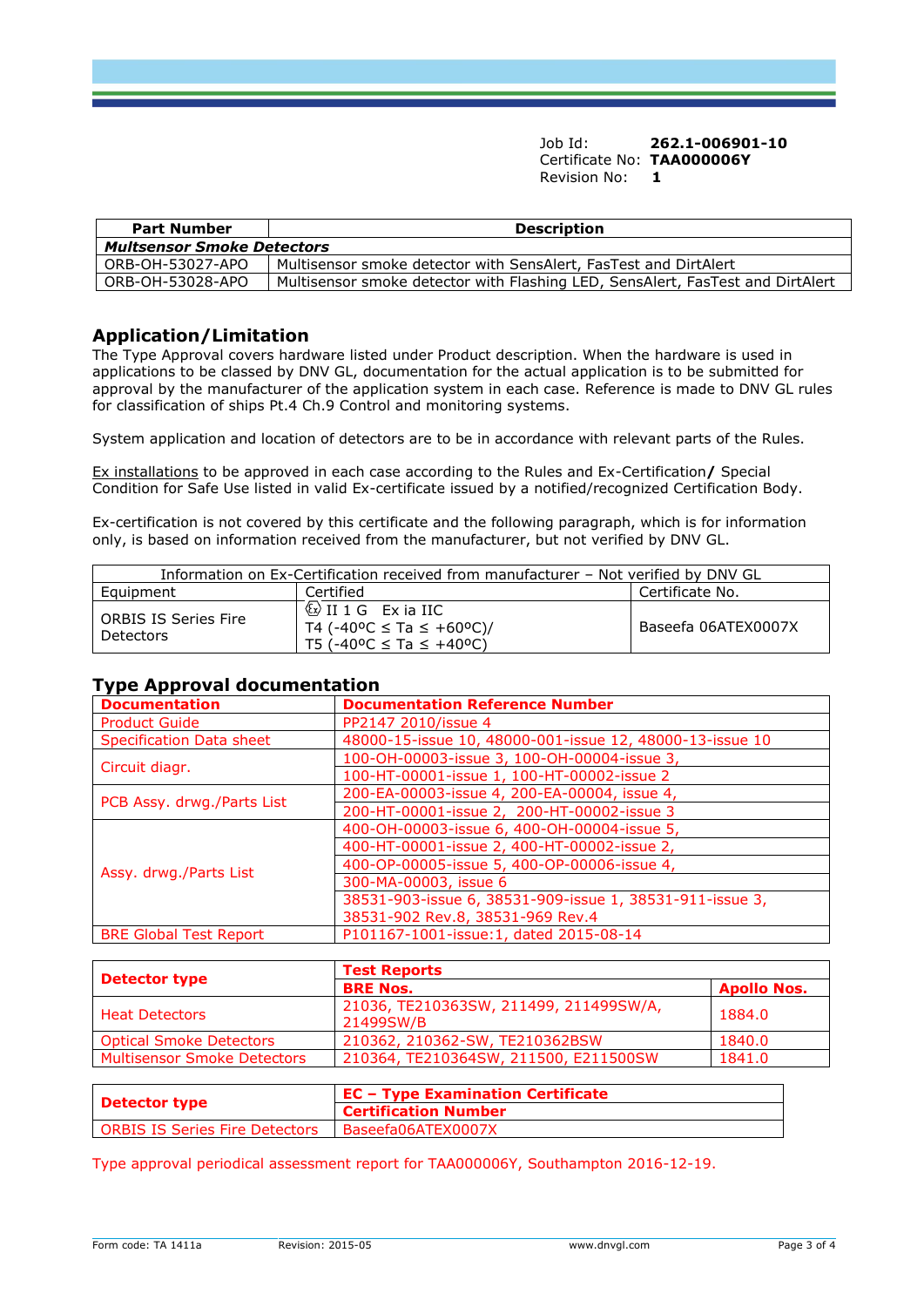Job Id: **262.1-006901-10**
Certificate No: **TAA000006Y**
Revision No: **1**

| Part Number | Description |
|---|---|
| ***Multsensor Smoke Detectors*** | |
| ORB-OH-53027-APO | Multisensor smoke detector with SensAlert, FasTest and DirtAlert |
| ORB-OH-53028-APO | Multisensor smoke detector with Flashing LED, SensAlert, FasTest and DirtAlert |

## Application/Limitation

The Type Approval covers hardware listed under Product description. When the hardware is used in applications to be classed by DNV GL, documentation for the actual application is to be submitted for approval by the manufacturer of the application system in each case. Reference is made to DNV GL rules for classification of ships Pt.4 Ch.9 Control and monitoring systems.

System application and location of detectors are to be in accordance with relevant parts of the Rules.

Ex installations to be approved in each case according to the Rules and Ex-Certification**/** Special Condition for Safe Use listed in valid Ex-certificate issued by a notified/recognized Certification Body.

Ex-certification is not covered by this certificate and the following paragraph, which is for information only, is based on information received from the manufacturer, but not verified by DNV GL.

| Information on Ex-Certification received from manufacturer – Not verified by DNV GL | | |
|---|---|---|
| Equipment | Certified | Certificate No. |
| ORBIS IS Series Fire Detectors | Ⓔx II 1 G Ex ia IIC<br>T4 (-40ºC ≤ Ta ≤ +60ºC)/<br>T5 (-40ºC ≤ Ta ≤ +40ºC) | Baseefa 06ATEX0007X |

## Type Approval documentation

| Documentation | Documentation Reference Number |
|---|---|
| Product Guide | PP2147 2010/issue 4 |
| Specification Data sheet | 48000-15-issue 10, 48000-001-issue 12, 48000-13-issue 10 |
| Circuit diagr. | 100-OH-00003-issue 3, 100-OH-00004-issue 3,<br>100-HT-00001-issue 1, 100-HT-00002-issue 2 |
| PCB Assy. drwg./Parts List | 200-EA-00003-issue 4, 200-EA-00004, issue 4,<br>200-HT-00001-issue 2, 200-HT-00002-issue 3 |
| Assy. drwg./Parts List | 400-OH-00003-issue 6, 400-OH-00004-issue 5,<br>400-HT-00001-issue 2, 400-HT-00002-issue 2,<br>400-OP-00005-issue 5, 400-OP-00006-issue 4,<br>300-MA-00003, issue 6<br>38531-903-issue 6, 38531-909-issue 1, 38531-911-issue 3,<br>38531-902 Rev.8, 38531-969 Rev.4 |
| BRE Global Test Report | P101167-1001-issue:1, dated 2015-08-14 |

| Detector type | Test Reports | |
|---|---|---|
| | **BRE Nos.** | **Apollo Nos.** |
| Heat Detectors | 21036, TE210363SW, 211499, 211499SW/A, 21499SW/B | 1884.0 |
| Optical Smoke Detectors | 210362, 210362-SW, TE210362BSW | 1840.0 |
| Multisensor Smoke Detectors | 210364, TE210364SW, 211500, E211500SW | 1841.0 |

| Detector type | EC – Type Examination Certificate Certification Number |
|---|---|
| ORBIS IS Series Fire Detectors | Baseefa06ATEX0007X |

Type approval periodical assessment report for TAA000006Y, Southampton 2016-12-19.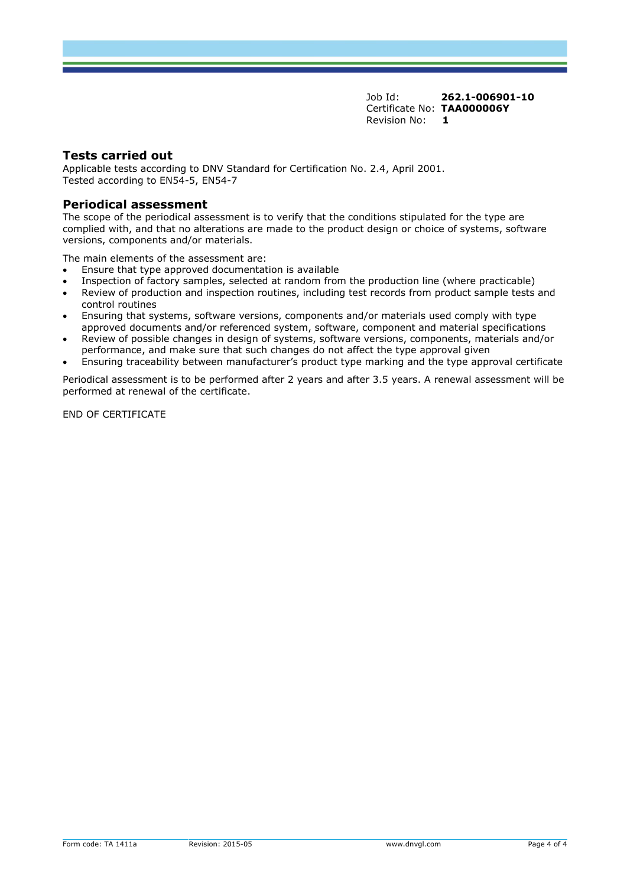Job Id: **262.1-006901-10**
Certificate No: **TAA000006Y**
Revision No: **1**

## Tests carried out

Applicable tests according to DNV Standard for Certification No. 2.4, April 2001.
Tested according to EN54-5, EN54-7

## Periodical assessment

The scope of the periodical assessment is to verify that the conditions stipulated for the type are complied with, and that no alterations are made to the product design or choice of systems, software versions, components and/or materials.

The main elements of the assessment are:

- Ensure that type approved documentation is available
- Inspection of factory samples, selected at random from the production line (where practicable)
- Review of production and inspection routines, including test records from product sample tests and control routines
- Ensuring that systems, software versions, components and/or materials used comply with type approved documents and/or referenced system, software, component and material specifications
- Review of possible changes in design of systems, software versions, components, materials and/or performance, and make sure that such changes do not affect the type approval given
- Ensuring traceability between manufacturer's product type marking and the type approval certificate

Periodical assessment is to be performed after 2 years and after 3.5 years. A renewal assessment will be performed at renewal of the certificate.

END OF CERTIFICATE